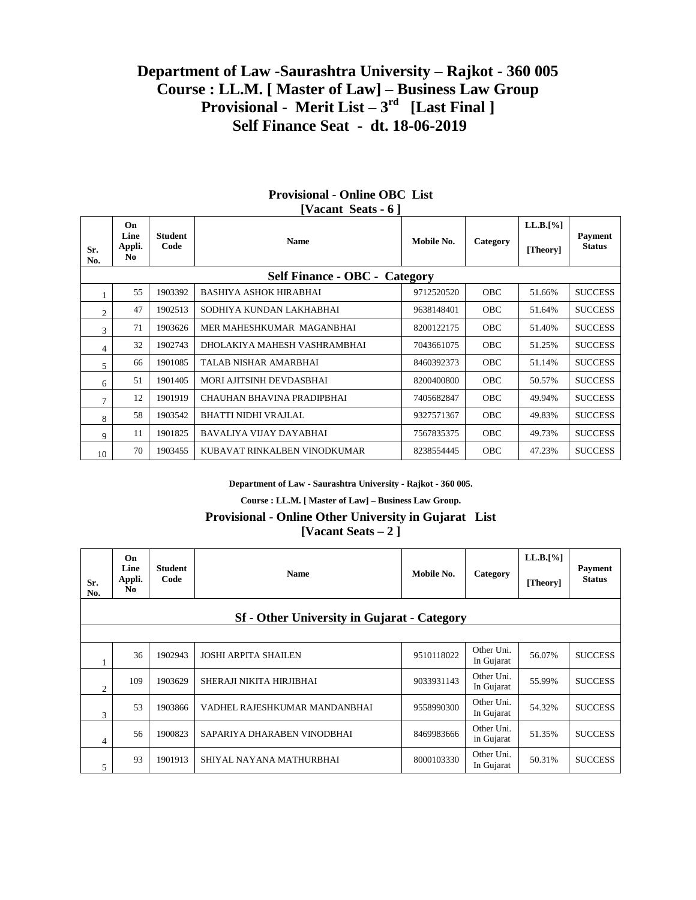# Department of Law -Saurashtra University – Rajkot - 360 005
# Course : LL.M. [ Master of Law] – Business Law Group
# Provisional - Merit List – 3rd [Last Final ]
# Self Finance Seat - dt. 18-06-2019

## Provisional - Online OBC List
**[Vacant Seats - 6 ]**

| Sr. No. | On Line Appli. No | Student Code | Name | Mobile No. | Category | LL.B.[%] [Theory] | Payment Status |
|---|---|---|---|---|---|---|---|
| **Self Finance - OBC - Category** | | | | | | | |
| 1 | 55 | 1903392 | BASHIYA ASHOK HIRABHAI | 9712520520 | OBC | 51.66% | SUCCESS |
| 2 | 47 | 1902513 | SODHIYA KUNDAN LAKHABHAI | 9638148401 | OBC | 51.64% | SUCCESS |
| 3 | 71 | 1903626 | MER MAHESHKUMAR MAGANBHAI | 8200122175 | OBC | 51.40% | SUCCESS |
| 4 | 32 | 1902743 | DHOLAKIYA MAHESH VASHRAMBHAI | 7043661075 | OBC | 51.25% | SUCCESS |
| 5 | 66 | 1901085 | TALAB NISHAR AMARBHAI | 8460392373 | OBC | 51.14% | SUCCESS |
| 6 | 51 | 1901405 | MORI AJITSINH DEVDASBHAI | 8200400800 | OBC | 50.57% | SUCCESS |
| 7 | 12 | 1901919 | CHAUHAN BHAVINA PRADIPBHAI | 7405682847 | OBC | 49.94% | SUCCESS |
| 8 | 58 | 1903542 | BHATTI NIDHI VRAJLAL | 9327571367 | OBC | 49.83% | SUCCESS |
| 9 | 11 | 1901825 | BAVALIYA VIJAY DAYABHAI | 7567835375 | OBC | 49.73% | SUCCESS |
| 10 | 70 | 1903455 | KUBAVAT RINKALBEN VINODKUMAR | 8238554445 | OBC | 47.23% | SUCCESS |

**Department of Law - Saurashtra University - Rajkot - 360 005.**

**Course : LL.M. [ Master of Law] – Business Law Group.**

## Provisional - Online Other University in Gujarat List
**[Vacant Seats – 2 ]**

| Sr. No. | On Line Appli. No | Student Code | Name | Mobile No. | Category | LL.B.[%] [Theory] | Payment Status |
|---|---|---|---|---|---|---|---|
| **Sf - Other University in Gujarat - Category** | | | | | | | |
| 1 | 36 | 1902943 | JOSHI ARPITA SHAILEN | 9510118022 | Other Uni. In Gujarat | 56.07% | SUCCESS |
| 2 | 109 | 1903629 | SHERAJI NIKITA HIRJIBHAI | 9033931143 | Other Uni. In Gujarat | 55.99% | SUCCESS |
| 3 | 53 | 1903866 | VADHEL RAJESHKUMAR MANDANBHAI | 9558990300 | Other Uni. In Gujarat | 54.32% | SUCCESS |
| 4 | 56 | 1900823 | SAPARIYA DHARABEN VINODBHAI | 8469983666 | Other Uni. in Gujarat | 51.35% | SUCCESS |
| 5 | 93 | 1901913 | SHIYAL NAYANA MATHURBHAI | 8000103330 | Other Uni. In Gujarat | 50.31% | SUCCESS |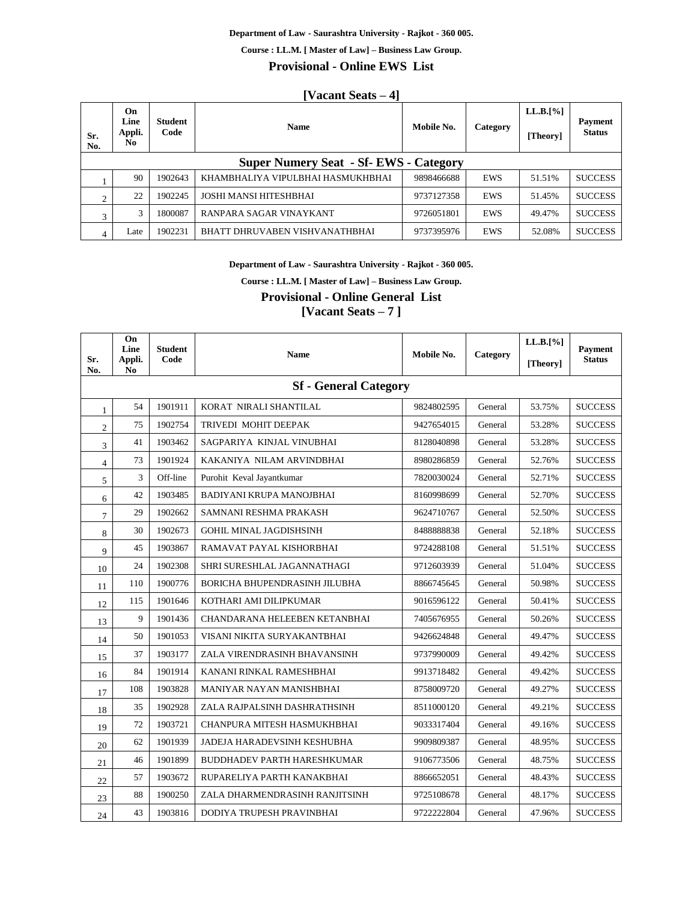**Department of Law - Saurashtra University - Rajkot - 360 005.**

**Course : LL.M. [ Master of Law] – Business Law Group.**

## Provisional - Online EWS List

**[Vacant Seats – 4]**

| Sr. No. | On Line Appli. No | Student Code | Name | Mobile No. | Category | LL.B.[%] [Theory] | Payment Status |
|---|---|---|---|---|---|---|---|
| **Super Numery Seat - Sf- EWS - Category** | | | | | | | |
| 1 | 90 | 1902643 | KHAMBHALIYA VIPULBHAI HASMUKHBHAI | 9898466688 | EWS | 51.51% | SUCCESS |
| 2 | 22 | 1902245 | JOSHI MANSI HITESHBHAI | 9737127358 | EWS | 51.45% | SUCCESS |
| 3 | 3 | 1800087 | RANPARA SAGAR VINAYKANT | 9726051801 | EWS | 49.47% | SUCCESS |
| 4 | Late | 1902231 | BHATT DHRUVABEN VISHVANATHBHAI | 9737395976 | EWS | 52.08% | SUCCESS |

**Department of Law - Saurashtra University - Rajkot - 360 005.**

**Course : LL.M. [ Master of Law] – Business Law Group.**

## Provisional - Online General List

**[Vacant Seats – 7 ]**

| Sr. No. | On Line Appli. No | Student Code | Name | Mobile No. | Category | LL.B.[%] [Theory] | Payment Status |
|---|---|---|---|---|---|---|---|
| **Sf - General Category** | | | | | | | |
| 1 | 54 | 1901911 | KORAT NIRALI SHANTILAL | 9824802595 | General | 53.75% | SUCCESS |
| 2 | 75 | 1902754 | TRIVEDI MOHIT DEEPAK | 9427654015 | General | 53.28% | SUCCESS |
| 3 | 41 | 1903462 | SAGPARIYA KINJAL VINUBHAI | 8128040898 | General | 53.28% | SUCCESS |
| 4 | 73 | 1901924 | KAKANIYA NILAM ARVINDBHAI | 8980286859 | General | 52.76% | SUCCESS |
| 5 | 3 | Off-line | Purohit Keval Jayantkumar | 7820030024 | General | 52.71% | SUCCESS |
| 6 | 42 | 1903485 | BADIYANI KRUPA MANOJBHAI | 8160998699 | General | 52.70% | SUCCESS |
| 7 | 29 | 1902662 | SAMNANI RESHMA PRAKASH | 9624710767 | General | 52.50% | SUCCESS |
| 8 | 30 | 1902673 | GOHIL MINAL JAGDISHSINH | 8488888838 | General | 52.18% | SUCCESS |
| 9 | 45 | 1903867 | RAMAVAT PAYAL KISHORBHAI | 9724288108 | General | 51.51% | SUCCESS |
| 10 | 24 | 1902308 | SHRI SURESHLAL JAGANNATHAGI | 9712603939 | General | 51.04% | SUCCESS |
| 11 | 110 | 1900776 | BORICHA BHUPENDRASINH JILUBHA | 8866745645 | General | 50.98% | SUCCESS |
| 12 | 115 | 1901646 | KOTHARI AMI DILIPKUMAR | 9016596122 | General | 50.41% | SUCCESS |
| 13 | 9 | 1901436 | CHANDARANA HELEEBEN KETANBHAI | 7405676955 | General | 50.26% | SUCCESS |
| 14 | 50 | 1901053 | VISANI NIKITA SURYAKANTBHAI | 9426624848 | General | 49.47% | SUCCESS |
| 15 | 37 | 1903177 | ZALA VIRENDRASINH BHAVANSINH | 9737990009 | General | 49.42% | SUCCESS |
| 16 | 84 | 1901914 | KANANI RINKAL RAMESHBHAI | 9913718482 | General | 49.42% | SUCCESS |
| 17 | 108 | 1903828 | MANIYAR NAYAN MANISHBHAI | 8758009720 | General | 49.27% | SUCCESS |
| 18 | 35 | 1902928 | ZALA RAJPALSINH DASHRATHSINH | 8511000120 | General | 49.21% | SUCCESS |
| 19 | 72 | 1903721 | CHANPURA MITESH HASMUKHBHAI | 9033317404 | General | 49.16% | SUCCESS |
| 20 | 62 | 1901939 | JADEJA HARADEVSINH KESHUBHA | 9909809387 | General | 48.95% | SUCCESS |
| 21 | 46 | 1901899 | BUDDHADEV PARTH HARESHKUMAR | 9106773506 | General | 48.75% | SUCCESS |
| 22 | 57 | 1903672 | RUPARELIYA PARTH KANAKBHAI | 8866652051 | General | 48.43% | SUCCESS |
| 23 | 88 | 1900250 | ZALA DHARMENDRASINH RANJITSINH | 9725108678 | General | 48.17% | SUCCESS |
| 24 | 43 | 1903816 | DODIYA TRUPESH PRAVINBHAI | 9722222804 | General | 47.96% | SUCCESS |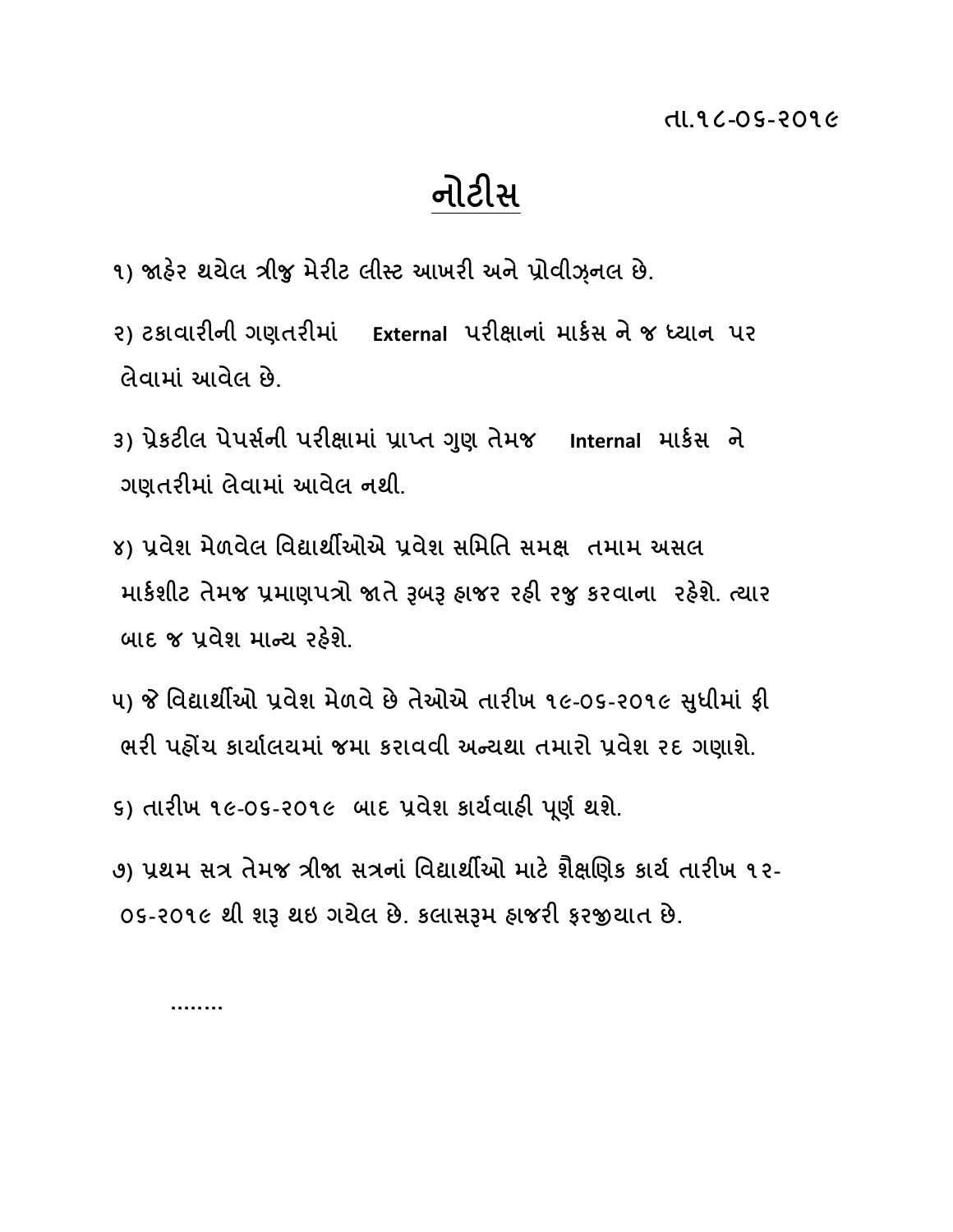તા.૧૮-૦૬-૨૦૧૯

# નોટીસ

૧) જાહેર થયેલ ત્રીજુ મેરીટ લીસ્ટ આખરી અને પ્રોવીઝ્નલ છે.

૨) ટકાવારીની ગણતરીમાં External પરીક્ષાનાં માર્કસ ને જ ધ્યાન પર લેવામાં આવેલ છે.

૩) પ્રેકટીલ પેપર્સની પરીક્ષામાં પ્રાપ્ત ગુણ તેમજ Internal માર્કસ ને ગણતરીમાં લેવામાં આવેલ નથી.

૪) પ્રવેશ મેળવેલ વિદ્યાર્થીઓએ પ્રવેશ સમિતિ સમક્ષ તમામ અસલ માર્કશીટ તેમજ પ્રમાણપત્રો જાતે રૂબરૂ હાજર રહી રજુ કરવાના રહેશે. ત્યાર બાદ જ પ્રવેશ માન્ય રહેશે.

૫) જે વિદ્યાર્થીઓ પ્રવેશ મેળવે છે તેઓએ તારીખ ૧૯-૦૬-૨૦૧૯ સુધીમાં ફી ભરી પહોંચ કાર્યાલયમાં જમા કરાવવી અન્યથા તમારો પ્રવેશ રદ ગણાશે.

૬) તારીખ ૧૯-૦૬-૨૦૧૯ બાદ પ્રવેશ કાર્યવાહી પૂર્ણ થશે.

૭) પ્રથમ સત્ર તેમજ ત્રીજા સત્રનાં વિદ્યાર્થીઓ માટે શૈક્ષણિક કાર્ય તારીખ ૧૨-૦૬-૨૦૧૯ થી શરૂ થઇ ગયેલ છે. કલાસરૂમ હાજરી ફરજીયાત છે.

........